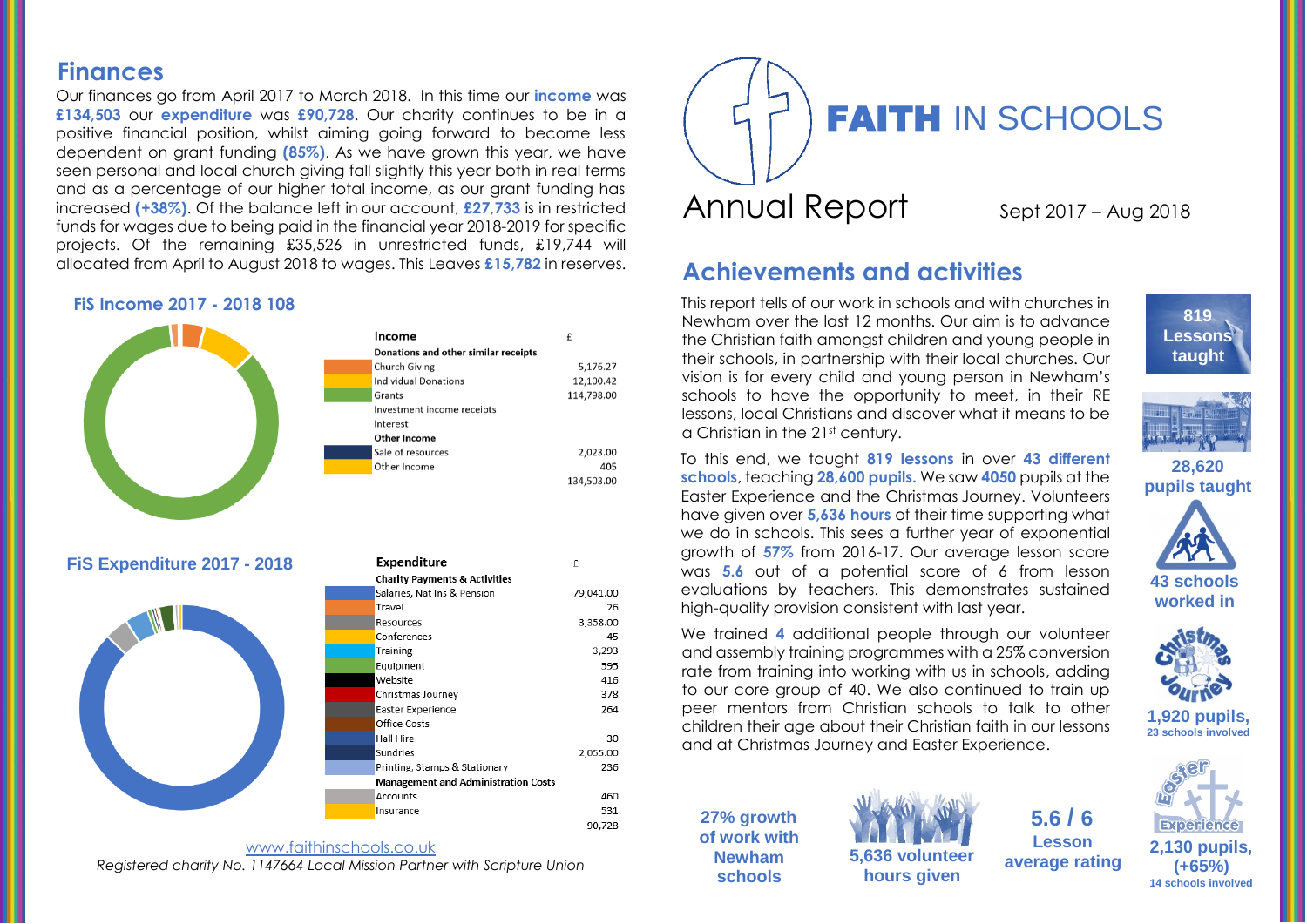## Finances

Our finances go from April 2017 to March 2018. In this time our **income** was **£134,503** our **expenditure** was **£90,728**. Our charity continues to be in a positive financial position, whilst aiming going forward to become less dependent on grant funding **(85%)**. As we have grown this year, we have seen personal and local church giving fall slightly this year both in real terms and as a percentage of our higher total income, as our grant funding has increased **(+38%)**. Of the balance left in our account, **£27,733** is in restricted funds for wages due to being paid in the financial year 2018-2019 for specific projects. Of the remaining £35,526 in unrestricted funds, £19,744 will allocated from April to August 2018 to wages. This Leaves **£15,782** in reserves.

### FiS Income 2017 - 2018 108

| Income | £ |
|---|---|
| **Donations and other similar receipts** | |
| Church Giving | 5,176.27 |
| Individual Donations | 12,100.42 |
| Grants | 114,798.00 |
| Investment income receipts | |
| Interest | |
| **Other Income** | |
| Sale of resources | 2,023.00 |
| Other Income | 405 |
| | 134,503.00 |

### FiS Expenditure 2017 - 2018

| Expenditure | £ |
|---|---|
| **Charity Payments & Activities** | |
| Salaries, Nat Ins & Pension | 79,041.00 |
| Travel | 26 |
| Resources | 3,358.00 |
| Conferences | 45 |
| Training | 3,293 |
| Equipment | 595 |
| Website | 416 |
| Christmas Journey | 378 |
| Easter Experience | 264 |
| Office Costs | |
| Hall Hire | 30 |
| Sundries | 2,055.00 |
| Printing, Stamps & Stationary | 236 |
| **Management and Administration Costs** | |
| Accounts | 460 |
| Insurance | 531 |
| | 90,728 |

www.faithinschools.co.uk

*Registered charity No. 1147664 Local Mission Partner with Scripture Union*

# FAITH IN SCHOOLS

# Annual Report

Sept 2017 – Aug 2018

## Achievements and activities

This report tells of our work in schools and with churches in Newham over the last 12 months. Our aim is to advance the Christian faith amongst children and young people in their schools, in partnership with their local churches. Our vision is for every child and young person in Newham's schools to have the opportunity to meet, in their RE lessons, local Christians and discover what it means to be a Christian in the 21st century.

To this end, we taught **819 lessons** in over **43 different schools**, teaching **28,600 pupils**. We saw **4050** pupils at the Easter Experience and the Christmas Journey. Volunteers have given over **5,636 hours** of their time supporting what we do in schools. This sees a further year of exponential growth of **57%** from 2016-17. Our average lesson score was **5.6** out of a potential score of 6 from lesson evaluations by teachers. This demonstrates sustained high-quality provision consistent with last year.

We trained **4** additional people through our volunteer and assembly training programmes with a 25% conversion rate from training into working with us in schools, adding to our core group of 40. We also continued to train up peer mentors from Christian schools to talk to other children their age about their Christian faith in our lessons and at Christmas Journey and Easter Experience.

**819 Lessons taught**

**28,620 pupils taught**

**43 schools worked in**

**1,920 pupils,** 23 schools involved

**2,130 pupils, (+65%)** 14 schools involved

**27% growth of work with Newham schools**

**5,636 volunteer hours given**

**5.6 / 6 Lesson average rating**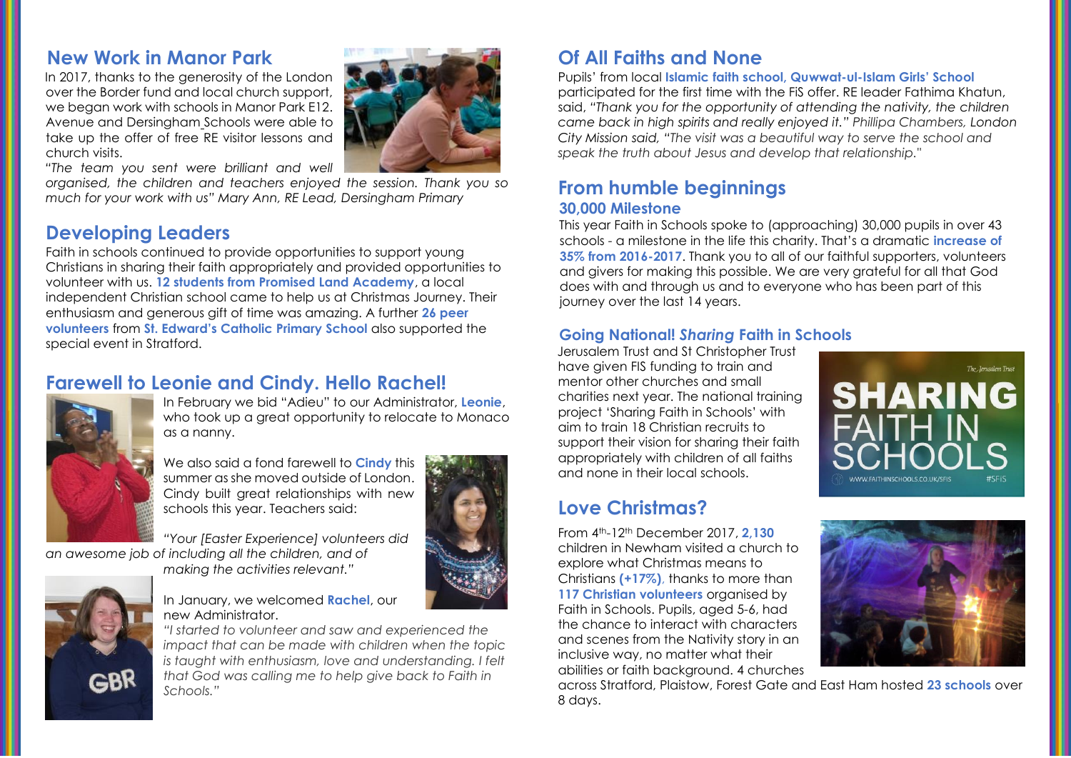## New Work in Manor Park

In 2017, thanks to the generosity of the London over the Border fund and local church support, we began work with schools in Manor Park E12. Avenue and Dersingham Schools were able to take up the offer of free RE visitor lessons and church visits.

*"The team you sent were brilliant and well organised, the children and teachers enjoyed the session. Thank you so much for your work with us" Mary Ann, RE Lead, Dersingham Primary*

## Developing Leaders

Faith in schools continued to provide opportunities to support young Christians in sharing their faith appropriately and provided opportunities to volunteer with us. **12 students from Promised Land Academy**, a local independent Christian school came to help us at Christmas Journey. Their enthusiasm and generous gift of time was amazing. A further **26 peer volunteers** from **St. Edward's Catholic Primary School** also supported the special event in Stratford.

## Farewell to Leonie and Cindy. Hello Rachel!

In February we bid "Adieu" to our Administrator, **Leonie**, who took up a great opportunity to relocate to Monaco as a nanny.

We also said a fond farewell to **Cindy** this summer as she moved outside of London. Cindy built great relationships with new schools this year. Teachers said:

*"Your [Easter Experience] volunteers did an awesome job of including all the children, and of making the activities relevant."*

In January, we welcomed **Rachel**, our new Administrator.

*"I started to volunteer and saw and experienced the impact that can be made with children when the topic is taught with enthusiasm, love and understanding. I felt that God was calling me to help give back to Faith in Schools."*

## Of All Faiths and None

Pupils' from local **Islamic faith school, Quwwat-ul-Islam Girls' School** participated for the first time with the FiS offer. RE leader Fathima Khatun, said, *"Thank you for the opportunity of attending the nativity, the children came back in high spirits and really enjoyed it." Phillipa Chambers, London City Mission said, "The visit was a beautiful way to serve the school and speak the truth about Jesus and develop that relationship."*

## From humble beginnings

### 30,000 Milestone

This year Faith in Schools spoke to (approaching) 30,000 pupils in over 43 schools - a milestone in the life this charity. That's a dramatic **increase of 35% from 2016-2017**. Thank you to all of our faithful supporters, volunteers and givers for making this possible. We are very grateful for all that God does with and through us and to everyone who has been part of this journey over the last 14 years.

### Going National! *Sharing* Faith in Schools

Jerusalem Trust and St Christopher Trust have given FIS funding to train and mentor other churches and small charities next year. The national training project 'Sharing Faith in Schools' with aim to train 18 Christian recruits to support their vision for sharing their faith appropriately with children of all faiths and none in their local schools.

## Love Christmas?

From 4th-12th December 2017, **2,130** children in Newham visited a church to explore what Christmas means to Christians **(+17%)**, thanks to more than **117 Christian volunteers** organised by Faith in Schools. Pupils, aged 5-6, had the chance to interact with characters and scenes from the Nativity story in an inclusive way, no matter what their abilities or faith background. 4 churches across Stratford, Plaistow, Forest Gate and East Ham hosted **23 schools** over 8 days.